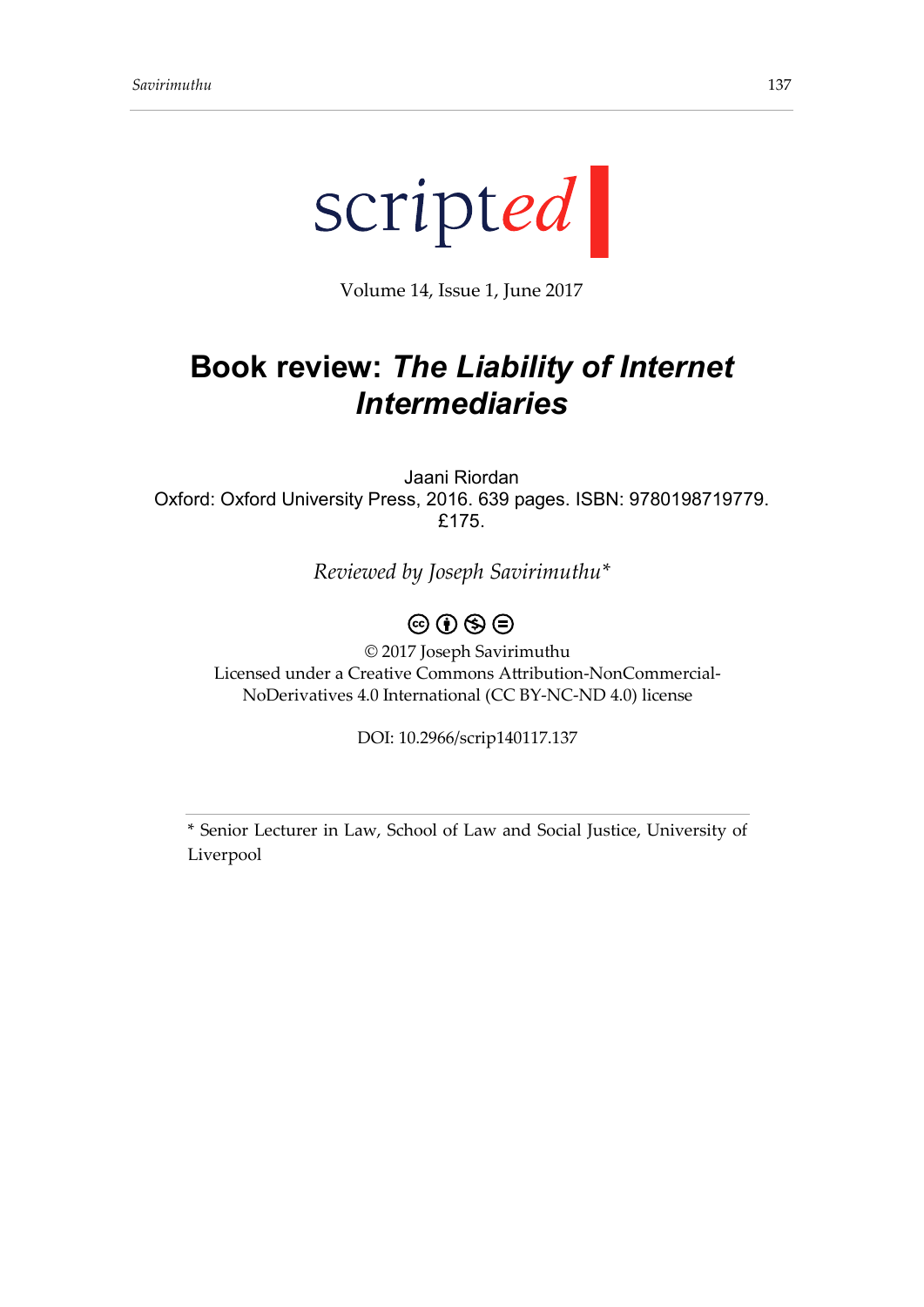scripted

Volume 14, Issue 1, June 2017

# Book review: *The Liability of Internet Intermediaries*

Jaani Riordan
Oxford: Oxford University Press, 2016. 639 pages. ISBN: 9780198719779. £175.

*Reviewed by Joseph Savirimuthu\**

© 2017 Joseph Savirimuthu
Licensed under a Creative Commons Attribution-NonCommercial-NoDerivatives 4.0 International (CC BY-NC-ND 4.0) license

DOI: 10.2966/scrip140117.137

---

\* Senior Lecturer in Law, School of Law and Social Justice, University of Liverpool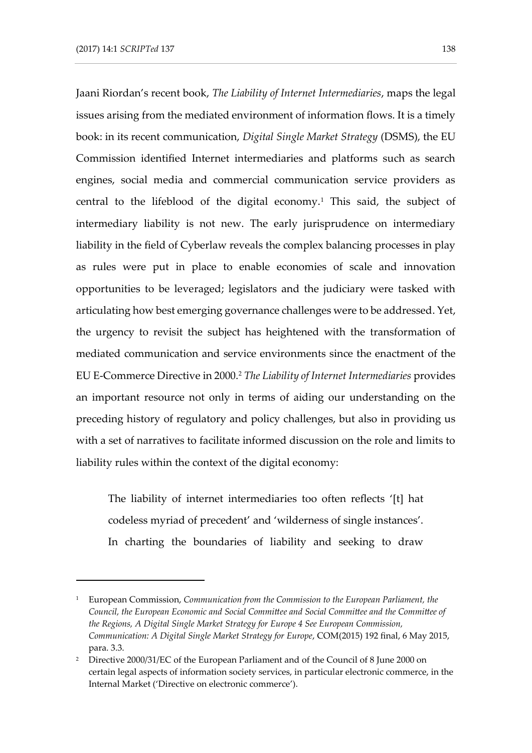Jaani Riordan's recent book, *The Liability of Internet Intermediaries*, maps the legal issues arising from the mediated environment of information flows. It is a timely book: in its recent communication, *Digital Single Market Strategy* (DSMS), the EU Commission identified Internet intermediaries and platforms such as search engines, social media and commercial communication service providers as central to the lifeblood of the digital economy.[1] This said, the subject of intermediary liability is not new. The early jurisprudence on intermediary liability in the field of Cyberlaw reveals the complex balancing processes in play as rules were put in place to enable economies of scale and innovation opportunities to be leveraged; legislators and the judiciary were tasked with articulating how best emerging governance challenges were to be addressed. Yet, the urgency to revisit the subject has heightened with the transformation of mediated communication and service environments since the enactment of the EU E-Commerce Directive in 2000.[2] *The Liability of Internet Intermediaries* provides an important resource not only in terms of aiding our understanding on the preceding history of regulatory and policy challenges, but also in providing us with a set of narratives to facilitate informed discussion on the role and limits to liability rules within the context of the digital economy:

> The liability of internet intermediaries too often reflects '[t] hat codeless myriad of precedent' and 'wilderness of single instances'. In charting the boundaries of liability and seeking to draw

---

[1] European Commission, *Communication from the Commission to the European Parliament, the Council, the European Economic and Social Committee and Social Committee and the Committee of the Regions, A Digital Single Market Strategy for Europe 4 See European Commission, Communication: A Digital Single Market Strategy for Europe*, COM(2015) 192 final, 6 May 2015, para. 3.3.

[2] Directive 2000/31/EC of the European Parliament and of the Council of 8 June 2000 on certain legal aspects of information society services, in particular electronic commerce, in the Internal Market ('Directive on electronic commerce').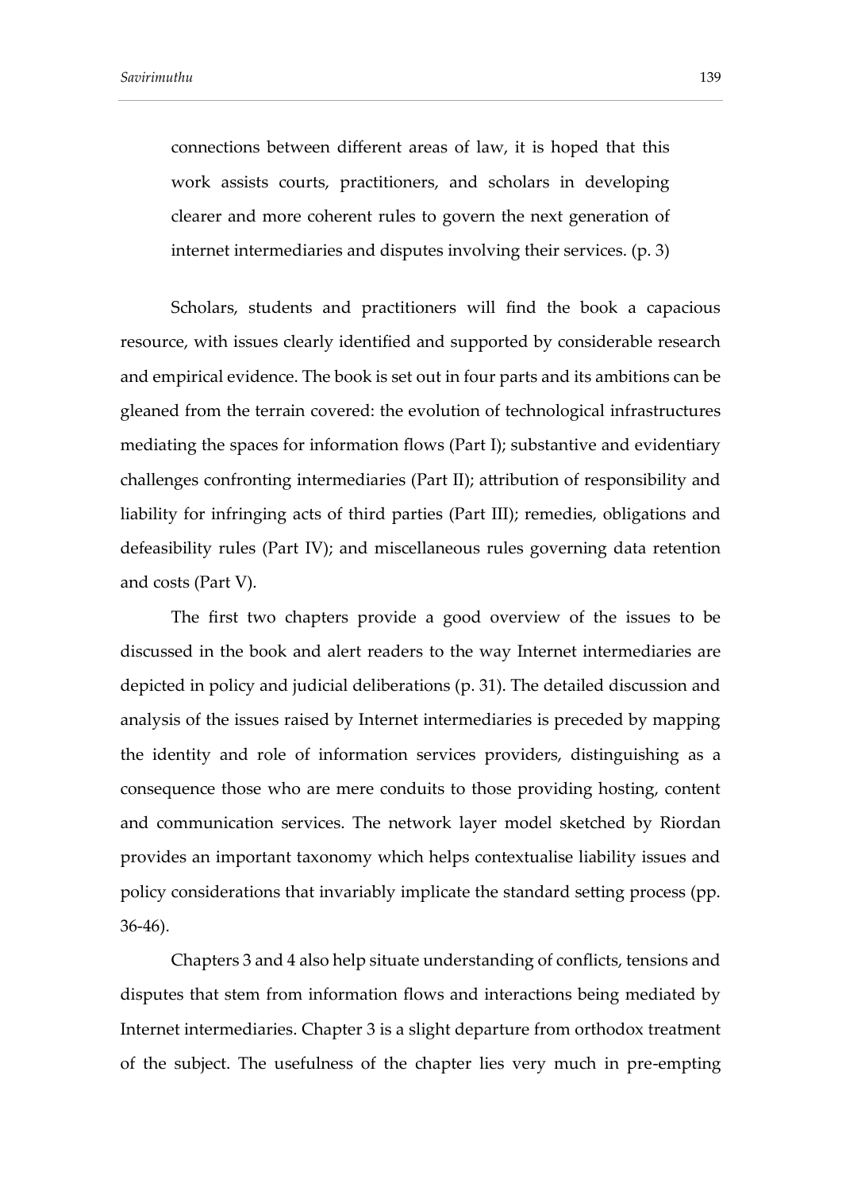> connections between different areas of law, it is hoped that this work assists courts, practitioners, and scholars in developing clearer and more coherent rules to govern the next generation of internet intermediaries and disputes involving their services. (p. 3)

Scholars, students and practitioners will find the book a capacious resource, with issues clearly identified and supported by considerable research and empirical evidence. The book is set out in four parts and its ambitions can be gleaned from the terrain covered: the evolution of technological infrastructures mediating the spaces for information flows (Part I); substantive and evidentiary challenges confronting intermediaries (Part II); attribution of responsibility and liability for infringing acts of third parties (Part III); remedies, obligations and defeasibility rules (Part IV); and miscellaneous rules governing data retention and costs (Part V).

The first two chapters provide a good overview of the issues to be discussed in the book and alert readers to the way Internet intermediaries are depicted in policy and judicial deliberations (p. 31). The detailed discussion and analysis of the issues raised by Internet intermediaries is preceded by mapping the identity and role of information services providers, distinguishing as a consequence those who are mere conduits to those providing hosting, content and communication services. The network layer model sketched by Riordan provides an important taxonomy which helps contextualise liability issues and policy considerations that invariably implicate the standard setting process (pp. 36-46).

Chapters 3 and 4 also help situate understanding of conflicts, tensions and disputes that stem from information flows and interactions being mediated by Internet intermediaries. Chapter 3 is a slight departure from orthodox treatment of the subject. The usefulness of the chapter lies very much in pre-empting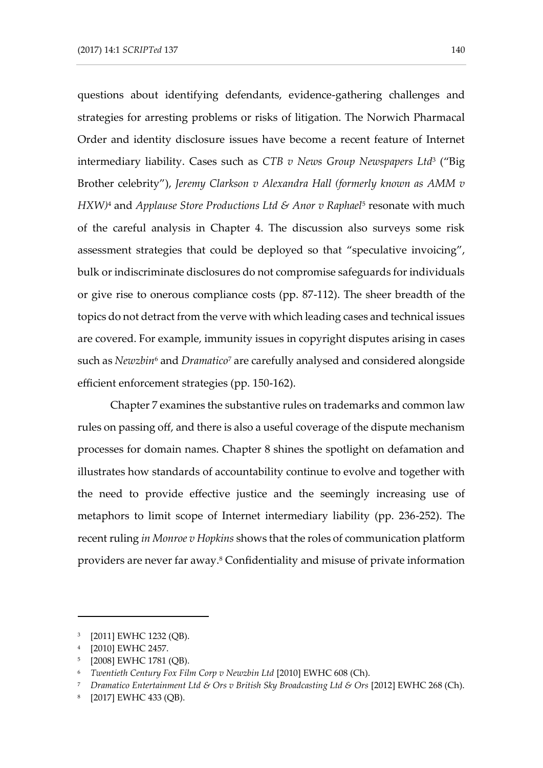questions about identifying defendants, evidence-gathering challenges and strategies for arresting problems or risks of litigation. The Norwich Pharmacal Order and identity disclosure issues have become a recent feature of Internet intermediary liability. Cases such as *CTB v News Group Newspapers Ltd*[3] ("Big Brother celebrity"), *Jeremy Clarkson v Alexandra Hall (formerly known as AMM v HXW)*[4] and *Applause Store Productions Ltd & Anor v Raphael*[5] resonate with much of the careful analysis in Chapter 4. The discussion also surveys some risk assessment strategies that could be deployed so that "speculative invoicing", bulk or indiscriminate disclosures do not compromise safeguards for individuals or give rise to onerous compliance costs (pp. 87-112). The sheer breadth of the topics do not detract from the verve with which leading cases and technical issues are covered. For example, immunity issues in copyright disputes arising in cases such as *Newzbin*[6] and *Dramatico*[7] are carefully analysed and considered alongside efficient enforcement strategies (pp. 150-162).

Chapter 7 examines the substantive rules on trademarks and common law rules on passing off, and there is also a useful coverage of the dispute mechanism processes for domain names. Chapter 8 shines the spotlight on defamation and illustrates how standards of accountability continue to evolve and together with the need to provide effective justice and the seemingly increasing use of metaphors to limit scope of Internet intermediary liability (pp. 236-252). The recent ruling *in Monroe v Hopkins* shows that the roles of communication platform providers are never far away.[8] Confidentiality and misuse of private information

---

[3] [2011] EWHC 1232 (QB).

[4] [2010] EWHC 2457.

[5] [2008] EWHC 1781 (QB).

[6] *Twentieth Century Fox Film Corp v Newzbin Ltd* [2010] EWHC 608 (Ch).

[7] *Dramatico Entertainment Ltd & Ors v British Sky Broadcasting Ltd & Ors* [2012] EWHC 268 (Ch).

[8] [2017] EWHC 433 (QB).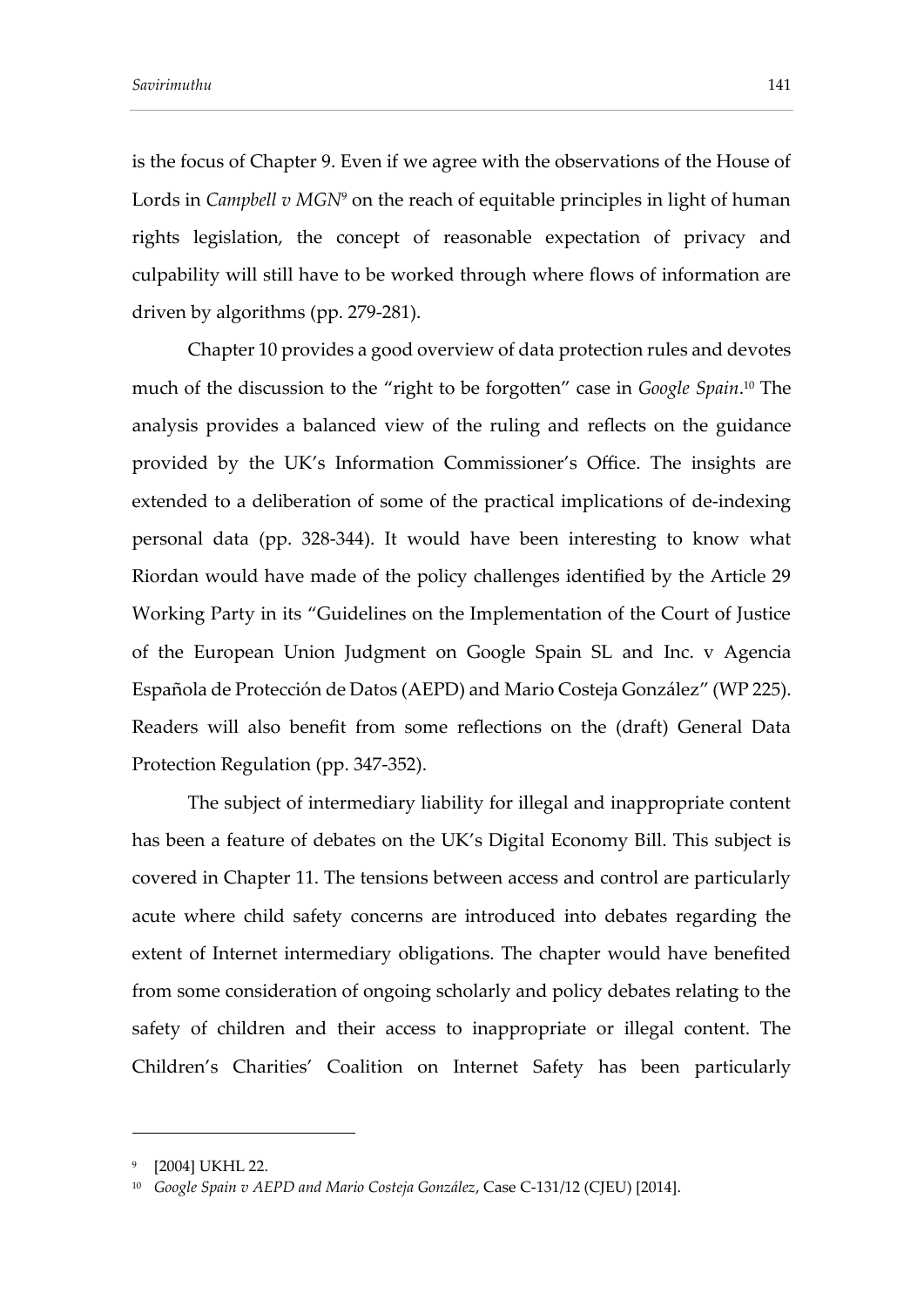is the focus of Chapter 9. Even if we agree with the observations of the House of Lords in *Campbell v MGN*[9] on the reach of equitable principles in light of human rights legislation, the concept of reasonable expectation of privacy and culpability will still have to be worked through where flows of information are driven by algorithms (pp. 279-281).

Chapter 10 provides a good overview of data protection rules and devotes much of the discussion to the "right to be forgotten" case in *Google Spain*.[10] The analysis provides a balanced view of the ruling and reflects on the guidance provided by the UK's Information Commissioner's Office. The insights are extended to a deliberation of some of the practical implications of de-indexing personal data (pp. 328-344). It would have been interesting to know what Riordan would have made of the policy challenges identified by the Article 29 Working Party in its "Guidelines on the Implementation of the Court of Justice of the European Union Judgment on Google Spain SL and Inc. v Agencia Española de Protección de Datos (AEPD) and Mario Costeja González" (WP 225). Readers will also benefit from some reflections on the (draft) General Data Protection Regulation (pp. 347-352).

The subject of intermediary liability for illegal and inappropriate content has been a feature of debates on the UK's Digital Economy Bill. This subject is covered in Chapter 11. The tensions between access and control are particularly acute where child safety concerns are introduced into debates regarding the extent of Internet intermediary obligations. The chapter would have benefited from some consideration of ongoing scholarly and policy debates relating to the safety of children and their access to inappropriate or illegal content. The Children's Charities' Coalition on Internet Safety has been particularly

---

[9] [2004] UKHL 22.

[10] *Google Spain v AEPD and Mario Costeja González*, Case C-131/12 (CJEU) [2014].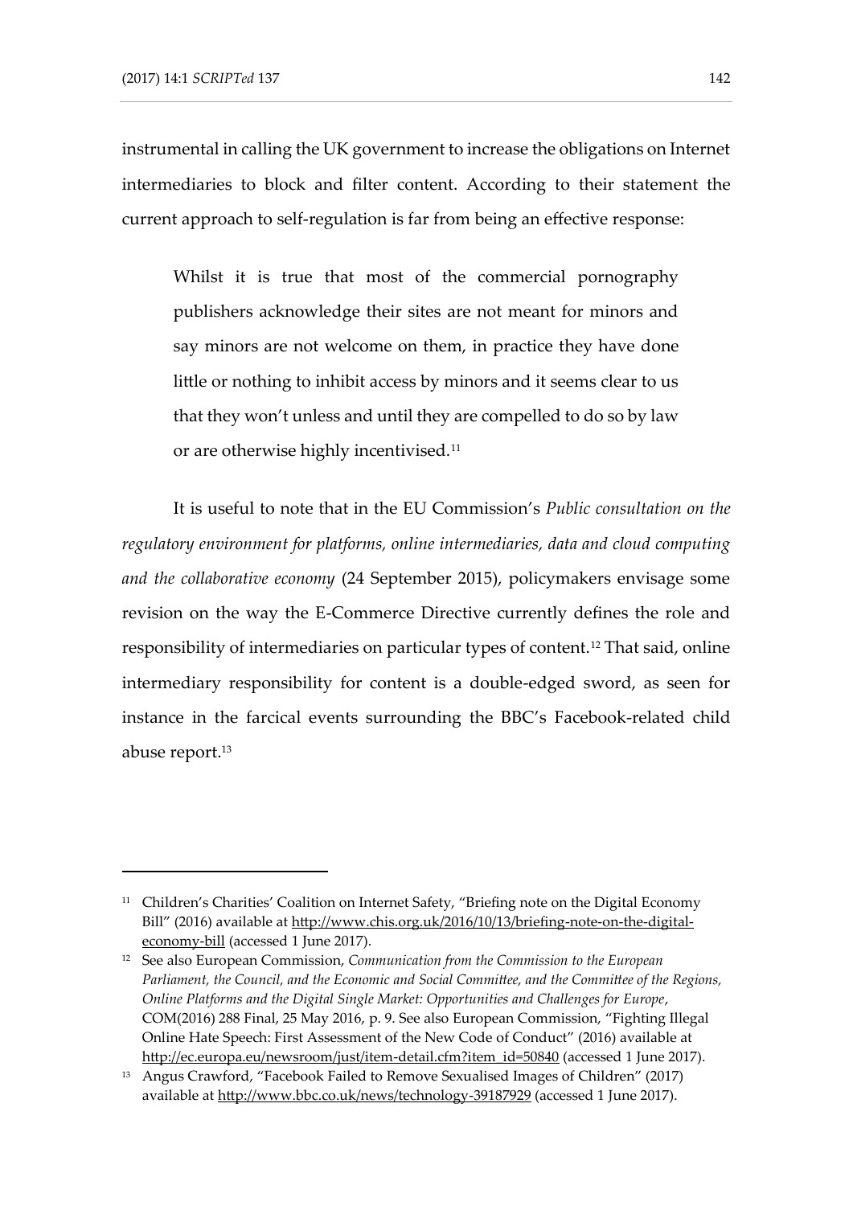instrumental in calling the UK government to increase the obligations on Internet intermediaries to block and filter content. According to their statement the current approach to self-regulation is far from being an effective response:

> Whilst it is true that most of the commercial pornography publishers acknowledge their sites are not meant for minors and say minors are not welcome on them, in practice they have done little or nothing to inhibit access by minors and it seems clear to us that they won't unless and until they are compelled to do so by law or are otherwise highly incentivised.[11]

It is useful to note that in the EU Commission's *Public consultation on the regulatory environment for platforms, online intermediaries, data and cloud computing and the collaborative economy* (24 September 2015), policymakers envisage some revision on the way the E-Commerce Directive currently defines the role and responsibility of intermediaries on particular types of content.[12] That said, online intermediary responsibility for content is a double-edged sword, as seen for instance in the farcical events surrounding the BBC's Facebook-related child abuse report.[13]

---

[11] Children's Charities' Coalition on Internet Safety, "Briefing note on the Digital Economy Bill" (2016) available at http://www.chis.org.uk/2016/10/13/briefing-note-on-the-digital-economy-bill (accessed 1 June 2017).

[12] See also European Commission, *Communication from the Commission to the European Parliament, the Council, and the Economic and Social Committee, and the Committee of the Regions, Online Platforms and the Digital Single Market: Opportunities and Challenges for Europe*, COM(2016) 288 Final, 25 May 2016, p. 9. See also European Commission, "Fighting Illegal Online Hate Speech: First Assessment of the New Code of Conduct" (2016) available at http://ec.europa.eu/newsroom/just/item-detail.cfm?item_id=50840 (accessed 1 June 2017).

[13] Angus Crawford, "Facebook Failed to Remove Sexualised Images of Children" (2017) available at http://www.bbc.co.uk/news/technology-39187929 (accessed 1 June 2017).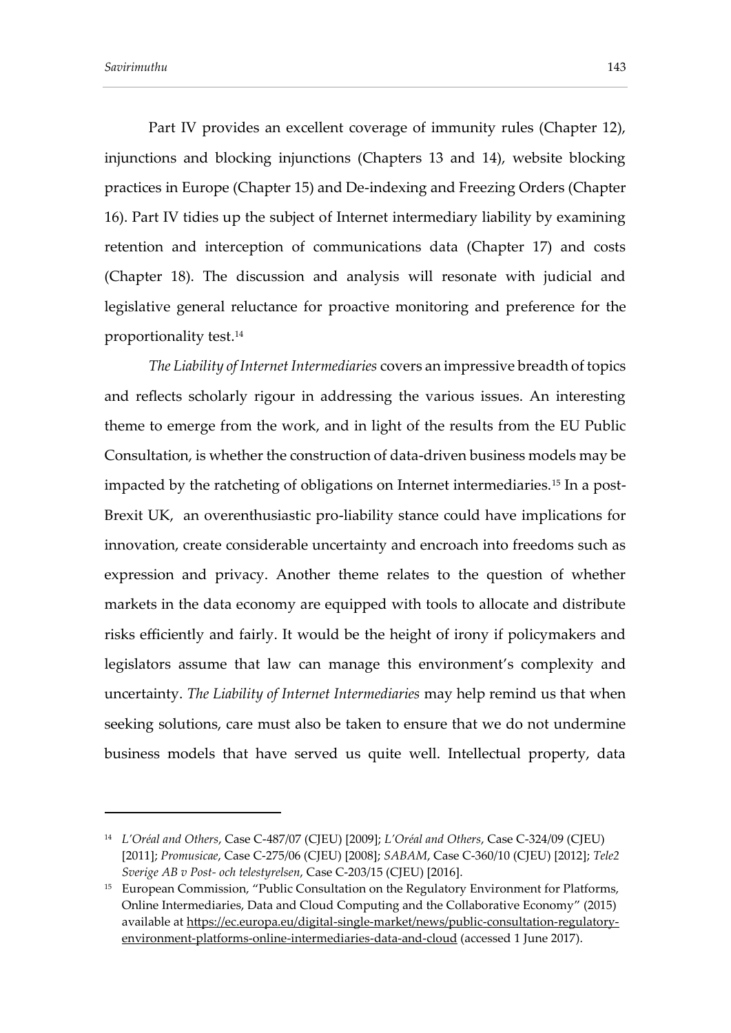Part IV provides an excellent coverage of immunity rules (Chapter 12), injunctions and blocking injunctions (Chapters 13 and 14), website blocking practices in Europe (Chapter 15) and De-indexing and Freezing Orders (Chapter 16). Part IV tidies up the subject of Internet intermediary liability by examining retention and interception of communications data (Chapter 17) and costs (Chapter 18). The discussion and analysis will resonate with judicial and legislative general reluctance for proactive monitoring and preference for the proportionality test.[14]

*The Liability of Internet Intermediaries* covers an impressive breadth of topics and reflects scholarly rigour in addressing the various issues. An interesting theme to emerge from the work, and in light of the results from the EU Public Consultation, is whether the construction of data-driven business models may be impacted by the ratcheting of obligations on Internet intermediaries.[15] In a post-Brexit UK, an overenthusiastic pro-liability stance could have implications for innovation, create considerable uncertainty and encroach into freedoms such as expression and privacy. Another theme relates to the question of whether markets in the data economy are equipped with tools to allocate and distribute risks efficiently and fairly. It would be the height of irony if policymakers and legislators assume that law can manage this environment's complexity and uncertainty. *The Liability of Internet Intermediaries* may help remind us that when seeking solutions, care must also be taken to ensure that we do not undermine business models that have served us quite well. Intellectual property, data

---

[14] *L'Oréal and Others*, Case C-487/07 (CJEU) [2009]; *L'Oréal and Others*, Case C-324/09 (CJEU) [2011]; *Promusicae*, Case C-275/06 (CJEU) [2008]; *SABAM*, Case C-360/10 (CJEU) [2012]; *Tele2 Sverige AB v Post- och telestyrelsen*, Case C-203/15 (CJEU) [2016].

[15] European Commission, "Public Consultation on the Regulatory Environment for Platforms, Online Intermediaries, Data and Cloud Computing and the Collaborative Economy" (2015) available at https://ec.europa.eu/digital-single-market/news/public-consultation-regulatory-environment-platforms-online-intermediaries-data-and-cloud (accessed 1 June 2017).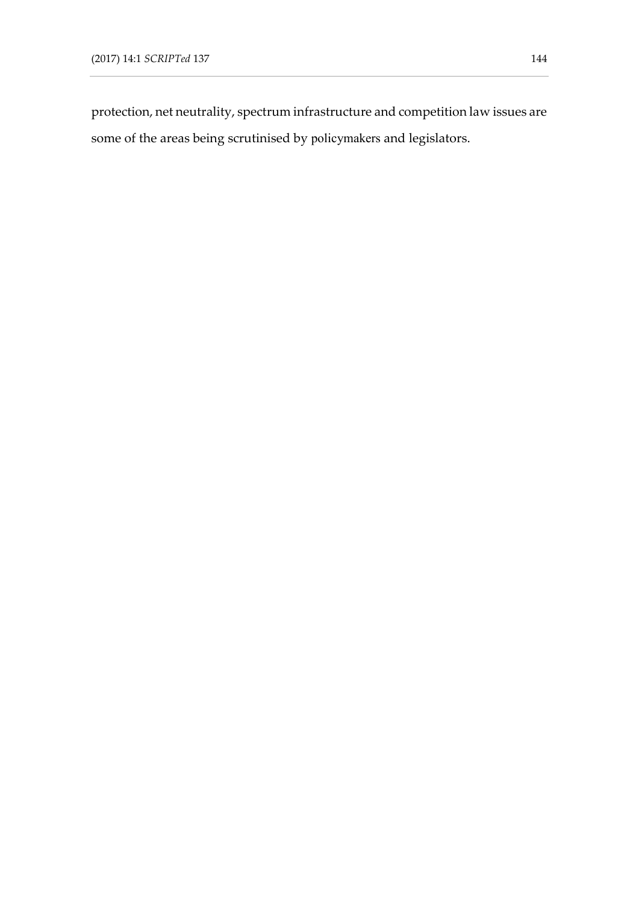protection, net neutrality, spectrum infrastructure and competition law issues are some of the areas being scrutinised by policymakers and legislators.